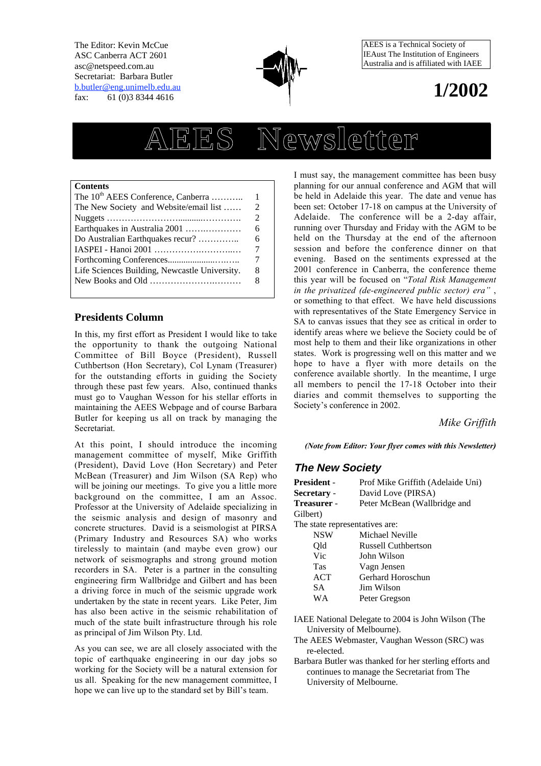The Editor: Kevin McCue
ASC Canberra ACT 2601
asc@netspeed.com.au
Secretariat: Barbara Butler
b.butler@eng.unimelb.edu.au
fax: 61 (0)3 8344 4616

AEES is a Technical Society of IEAust The Institution of Engineers Australia and is affiliated with IAEE

**1/2002**

# AEES Newsletter

| Contents | |
|---|---|
| The 10th AEES Conference, Canberra ……….. | 1 |
| The New Society and Website/email list …… | 2 |
| Nuggets ……………………..........………. | 2 |
| Earthquakes in Australia 2001 ….…………. | 6 |
| Do Australian Earthquakes recur? ………….. | 6 |
| IASPEI - Hanoi 2001 ……………….……..… | 7 |
| Forthcoming Conferences....................……….. | 7 |
| Life Sciences Building, Newcastle University. | 8 |
| New Books and Old …………………..……… | 8 |

## Presidents Column

In this, my first effort as President I would like to take the opportunity to thank the outgoing National Committee of Bill Boyce (President), Russell Cuthbertson (Hon Secretary), Col Lynam (Treasurer) for the outstanding efforts in guiding the Society through these past few years. Also, continued thanks must go to Vaughan Wesson for his stellar efforts in maintaining the AEES Webpage and of course Barbara Butler for keeping us all on track by managing the Secretariat.

At this point, I should introduce the incoming management committee of myself, Mike Griffith (President), David Love (Hon Secretary) and Peter McBean (Treasurer) and Jim Wilson (SA Rep) who will be joining our meetings. To give you a little more background on the committee, I am an Assoc. Professor at the University of Adelaide specializing in the seismic analysis and design of masonry and concrete structures. David is a seismologist at PIRSA (Primary Industry and Resources SA) who works tirelessly to maintain (and maybe even grow) our network of seismographs and strong ground motion recorders in SA. Peter is a partner in the consulting engineering firm Wallbridge and Gilbert and has been a driving force in much of the seismic upgrade work undertaken by the state in recent years. Like Peter, Jim has also been active in the seismic rehabilitation of much of the state built infrastructure through his role as principal of Jim Wilson Pty. Ltd.

As you can see, we are all closely associated with the topic of earthquake engineering in our day jobs so working for the Society will be a natural extension for us all. Speaking for the new management committee, I hope we can live up to the standard set by Bill's team.

I must say, the management committee has been busy planning for our annual conference and AGM that will be held in Adelaide this year. The date and venue has been set: October 17-18 on campus at the University of Adelaide. The conference will be a 2-day affair, running over Thursday and Friday with the AGM to be held on the Thursday at the end of the afternoon session and before the conference dinner on that evening. Based on the sentiments expressed at the 2001 conference in Canberra, the conference theme this year will be focused on "*Total Risk Management in the privatized (de-engineered public sector) era*" , or something to that effect. We have held discussions with representatives of the State Emergency Service in SA to canvas issues that they see as critical in order to identify areas where we believe the Society could be of most help to them and their like organizations in other states. Work is progressing well on this matter and we hope to have a flyer with more details on the conference available shortly. In the meantime, I urge all members to pencil the 17-18 October into their diaries and commit themselves to supporting the Society's conference in 2002.

*Mike Griffith*

***(Note from Editor: Your flyer comes with this Newsletter)***

## The New Society

**President** - Prof Mike Griffith (Adelaide Uni)
**Secretary** - David Love (PIRSA)
**Treasurer** - Peter McBean (Wallbridge and Gilbert)

The state representatives are:

| | |
|---|---|
| NSW | Michael Neville |
| Qld | Russell Cuthbertson |
| Vic | John Wilson |
| Tas | Vagn Jensen |
| ACT | Gerhard Horoschun |
| SA | Jim Wilson |
| WA | Peter Gregson |

IAEE National Delegate to 2004 is John Wilson (The University of Melbourne).

The AEES Webmaster, Vaughan Wesson (SRC) was re-elected.

Barbara Butler was thanked for her sterling efforts and continues to manage the Secretariat from The University of Melbourne.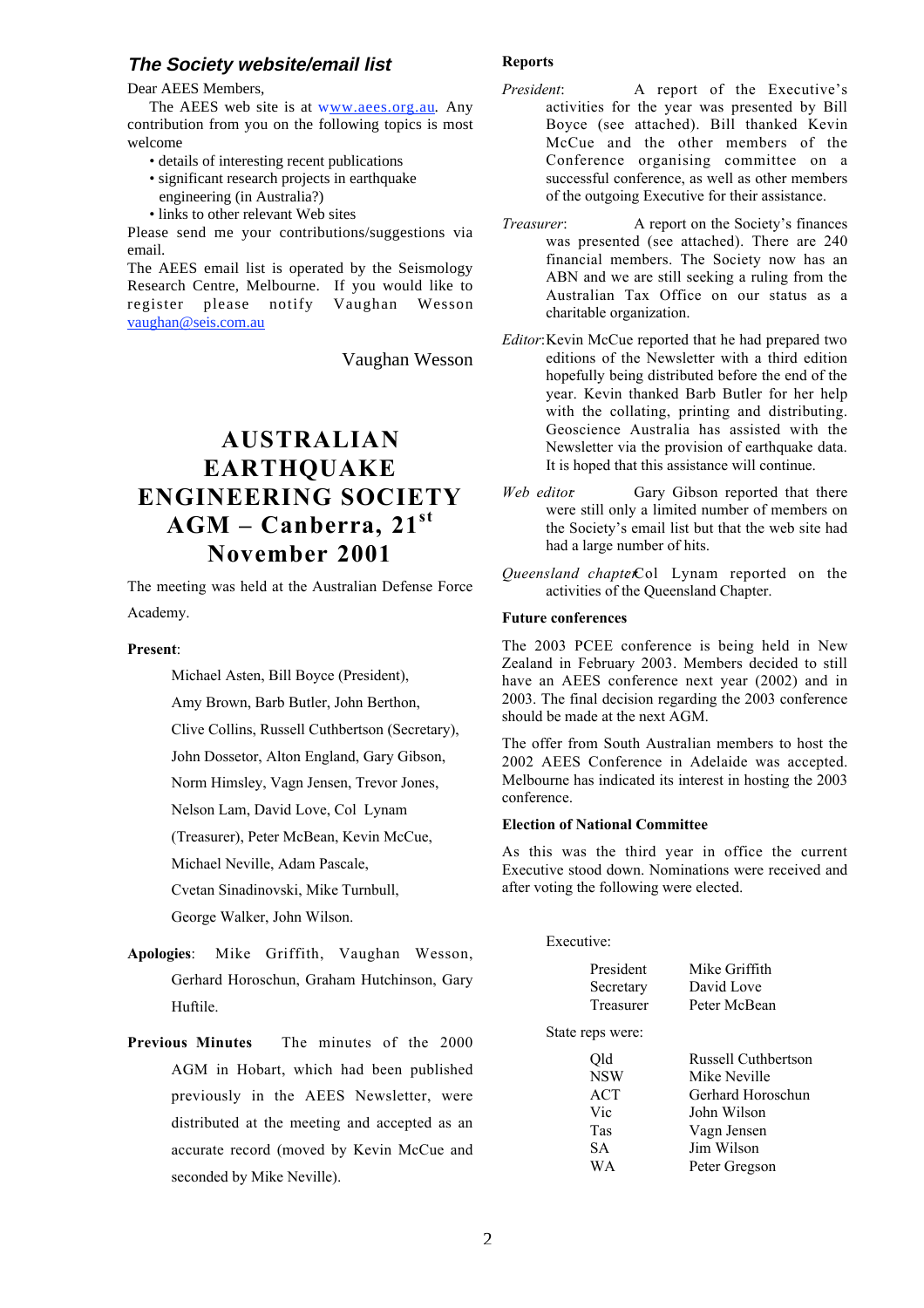### *The Society website/email list*

Dear AEES Members,

The AEES web site is at www.aees.org.au. Any contribution from you on the following topics is most welcome

- details of interesting recent publications
- significant research projects in earthquake engineering (in Australia?)
- links to other relevant Web sites

Please send me your contributions/suggestions via email.

The AEES email list is operated by the Seismology Research Centre, Melbourne. If you would like to register please notify Vaughan Wesson vaughan@seis.com.au

Vaughan Wesson

# AUSTRALIAN EARTHQUAKE ENGINEERING SOCIETY AGM – Canberra, 21st November 2001

The meeting was held at the Australian Defense Force Academy.

**Present**:

Michael Asten, Bill Boyce (President), Amy Brown, Barb Butler, John Berthon, Clive Collins, Russell Cuthbertson (Secretary), John Dossetor, Alton England, Gary Gibson, Norm Himsley, Vagn Jensen, Trevor Jones, Nelson Lam, David Love, Col Lynam (Treasurer), Peter McBean, Kevin McCue, Michael Neville, Adam Pascale, Cvetan Sinadinovski, Mike Turnbull, George Walker, John Wilson.

**Apologies**: Mike Griffith, Vaughan Wesson, Gerhard Horoschun, Graham Hutchinson, Gary Huftile.

**Previous Minutes** The minutes of the 2000 AGM in Hobart, which had been published previously in the AEES Newsletter, were distributed at the meeting and accepted as an accurate record (moved by Kevin McCue and seconded by Mike Neville).

**Reports**

*President*: A report of the Executive's activities for the year was presented by Bill Boyce (see attached). Bill thanked Kevin McCue and the other members of the Conference organising committee on a successful conference, as well as other members of the outgoing Executive for their assistance.

*Treasurer*: A report on the Society's finances was presented (see attached). There are 240 financial members. The Society now has an ABN and we are still seeking a ruling from the Australian Tax Office on our status as a charitable organization.

*Editor*: Kevin McCue reported that he had prepared two editions of the Newsletter with a third edition hopefully being distributed before the end of the year. Kevin thanked Barb Butler for her help with the collating, printing and distributing. Geoscience Australia has assisted with the Newsletter via the provision of earthquake data. It is hoped that this assistance will continue.

*Web editor*: Gary Gibson reported that there were still only a limited number of members on the Society's email list but that the web site had had a large number of hits.

*Queensland chapter*: Col Lynam reported on the activities of the Queensland Chapter.

**Future conferences**

The 2003 PCEE conference is being held in New Zealand in February 2003. Members decided to still have an AEES conference next year (2002) and in 2003. The final decision regarding the 2003 conference should be made at the next AGM.

The offer from South Australian members to host the 2002 AEES Conference in Adelaide was accepted. Melbourne has indicated its interest in hosting the 2003 conference.

**Election of National Committee**

As this was the third year in office the current Executive stood down. Nominations were received and after voting the following were elected.

Executive:

| | |
|---|---|
| President | Mike Griffith |
| Secretary | David Love |
| Treasurer | Peter McBean |

State reps were:

| | |
|---|---|
| Qld | Russell Cuthbertson |
| NSW | Mike Neville |
| ACT | Gerhard Horoschun |
| Vic | John Wilson |
| Tas | Vagn Jensen |
| SA | Jim Wilson |
| WA | Peter Gregson |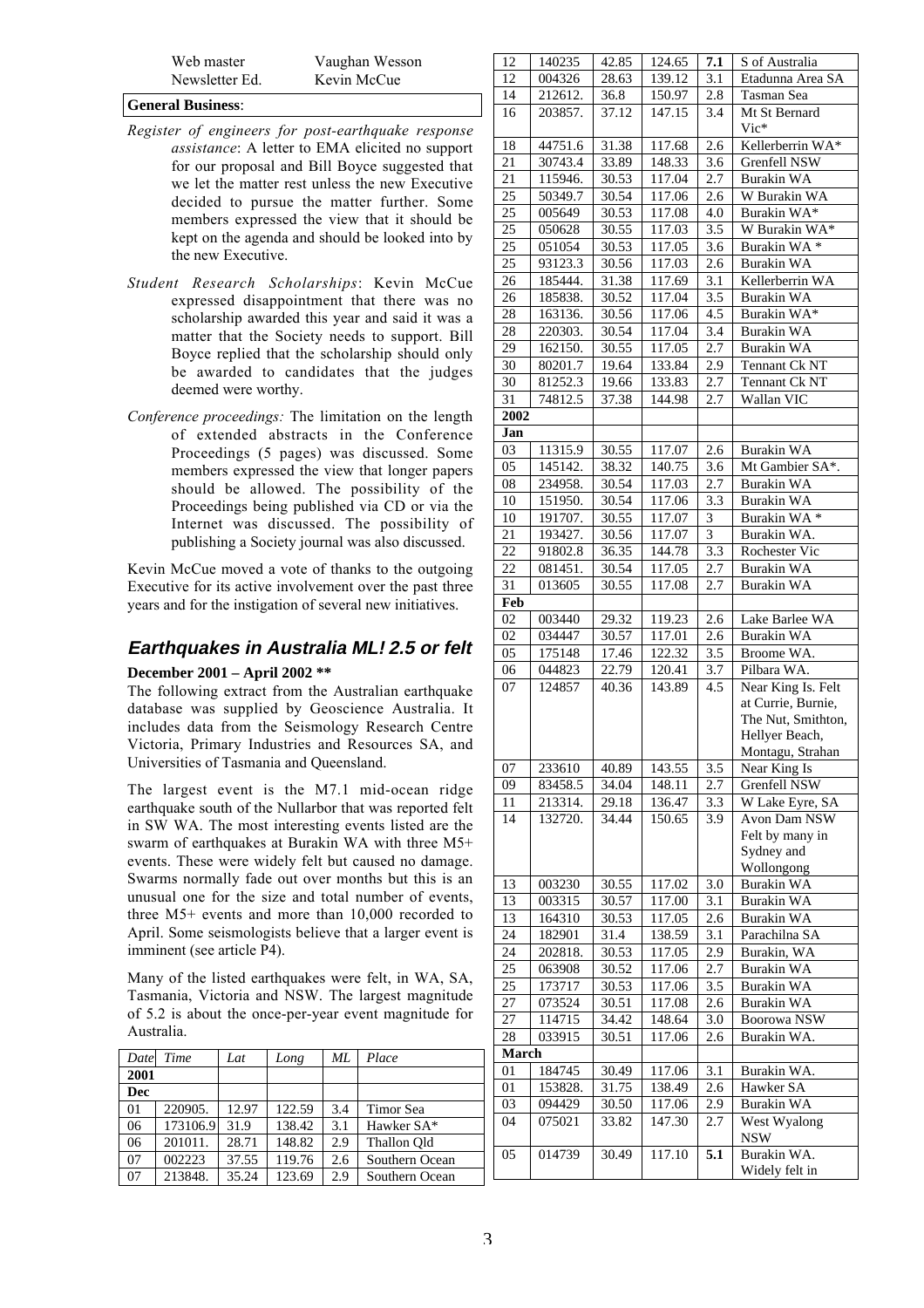| | |
|---|---|
| Web master | Vaughan Wesson |
| Newsletter Ed. | Kevin McCue |

**General Business**:

*Register of engineers for post-earthquake response assistance*: A letter to EMA elicited no support for our proposal and Bill Boyce suggested that we let the matter rest unless the new Executive decided to pursue the matter further. Some members expressed the view that it should be kept on the agenda and should be looked into by the new Executive.

*Student Research Scholarships*: Kevin McCue expressed disappointment that there was no scholarship awarded this year and said it was a matter that the Society needs to support. Bill Boyce replied that the scholarship should only be awarded to candidates that the judges deemed were worthy.

*Conference proceedings:* The limitation on the length of extended abstracts in the Conference Proceedings (5 pages) was discussed. Some members expressed the view that longer papers should be allowed. The possibility of the Proceedings being published via CD or via the Internet was discussed. The possibility of publishing a Society journal was also discussed.

Kevin McCue moved a vote of thanks to the outgoing Executive for its active involvement over the past three years and for the instigation of several new initiatives.

## *Earthquakes in Australia ML! 2.5 or felt*

**December 2001 – April 2002 \*\***

The following extract from the Australian earthquake database was supplied by Geoscience Australia. It includes data from the Seismology Research Centre Victoria, Primary Industries and Resources SA, and Universities of Tasmania and Queensland.

The largest event is the M7.1 mid-ocean ridge earthquake south of the Nullarbor that was reported felt in SW WA. The most interesting events listed are the swarm of earthquakes at Burakin WA with three M5+ events. These were widely felt but caused no damage. Swarms normally fade out over months but this is an unusual one for the size and total number of events, three M5+ events and more than 10,000 recorded to April. Some seismologists believe that a larger event is imminent (see article P4).

Many of the listed earthquakes were felt, in WA, SA, Tasmania, Victoria and NSW. The largest magnitude of 5.2 is about the once-per-year event magnitude for Australia.

| *Date* | *Time* | *Lat* | *Long* | *ML* | *Place* |
|---|---|---|---|---|---|
| **2001** | | | | | |
| **Dec** | | | | | |
| 01 | 220905. | 12.97 | 122.59 | 3.4 | Timor Sea |
| 06 | 173106.9 | 31.9 | 138.42 | 3.1 | Hawker SA* |
| 06 | 201011. | 28.71 | 148.82 | 2.9 | Thallon Qld |
| 07 | 002223 | 37.55 | 119.76 | 2.6 | Southern Ocean |
| 07 | 213848. | 35.24 | 123.69 | 2.9 | Southern Ocean |
| 12 | 140235 | 42.85 | 124.65 | **7.1** | S of Australia |
| 12 | 004326 | 28.63 | 139.12 | 3.1 | Etadunna Area SA |
| 14 | 212612. | 36.8 | 150.97 | 2.8 | Tasman Sea |
| 16 | 203857. | 37.12 | 147.15 | 3.4 | Mt St Bernard Vic* |
| 18 | 44751.6 | 31.38 | 117.68 | 2.6 | Kellerberrin WA* |
| 21 | 30743.4 | 33.89 | 148.33 | 3.6 | Grenfell NSW |
| 21 | 115946. | 30.53 | 117.04 | 2.7 | Burakin WA |
| 25 | 50349.7 | 30.54 | 117.06 | 2.6 | W Burakin WA |
| 25 | 005649 | 30.53 | 117.08 | 4.0 | Burakin WA* |
| 25 | 050628 | 30.55 | 117.03 | 3.5 | W Burakin WA* |
| 25 | 051054 | 30.53 | 117.05 | 3.6 | Burakin WA * |
| 25 | 93123.3 | 30.56 | 117.03 | 2.6 | Burakin WA |
| 26 | 185444. | 31.38 | 117.69 | 3.1 | Kellerberrin WA |
| 26 | 185838. | 30.52 | 117.04 | 3.5 | Burakin WA |
| 28 | 163136. | 30.56 | 117.06 | 4.5 | Burakin WA* |
| 28 | 220303. | 30.54 | 117.04 | 3.4 | Burakin WA |
| 29 | 162150. | 30.55 | 117.05 | 2.7 | Burakin WA |
| 30 | 80201.7 | 19.64 | 133.84 | 2.9 | Tennant Ck NT |
| 30 | 81252.3 | 19.66 | 133.83 | 2.7 | Tennant Ck NT |
| 31 | 74812.5 | 37.38 | 144.98 | 2.7 | Wallan VIC |
| **2002** | | | | | |
| **Jan** | | | | | |
| 03 | 11315.9 | 30.55 | 117.07 | 2.6 | Burakin WA |
| 05 | 145142. | 38.32 | 140.75 | 3.6 | Mt Gambier SA*. |
| 08 | 234958. | 30.54 | 117.03 | 2.7 | Burakin WA |
| 10 | 151950. | 30.54 | 117.06 | 3.3 | Burakin WA |
| 10 | 191707. | 30.55 | 117.07 | 3 | Burakin WA * |
| 21 | 193427. | 30.56 | 117.07 | 3 | Burakin WA. |
| 22 | 91802.8 | 36.35 | 144.78 | 3.3 | Rochester Vic |
| 22 | 081451. | 30.54 | 117.05 | 2.7 | Burakin WA |
| 31 | 013605 | 30.55 | 117.08 | 2.7 | Burakin WA |
| **Feb** | | | | | |
| 02 | 003440 | 29.32 | 119.23 | 2.6 | Lake Barlee WA |
| 02 | 034447 | 30.57 | 117.01 | 2.6 | Burakin WA |
| 05 | 175148 | 17.46 | 122.32 | 3.5 | Broome WA. |
| 06 | 044823 | 22.79 | 120.41 | 3.7 | Pilbara WA. |
| 07 | 124857 | 40.36 | 143.89 | 4.5 | Near King Is. Felt at Currie, Burnie, The Nut, Smithton, Hellyer Beach, Montagu, Strahan |
| 07 | 233610 | 40.89 | 143.55 | 3.5 | Near King Is |
| 09 | 83458.5 | 34.04 | 148.11 | 2.7 | Grenfell NSW |
| 11 | 213314. | 29.18 | 136.47 | 3.3 | W Lake Eyre, SA |
| 14 | 132720. | 34.44 | 150.65 | 3.9 | Avon Dam NSW Felt by many in Sydney and Wollongong |
| 13 | 003230 | 30.55 | 117.02 | 3.0 | Burakin WA |
| 13 | 003315 | 30.57 | 117.00 | 3.1 | Burakin WA |
| 13 | 164310 | 30.53 | 117.05 | 2.6 | Burakin WA |
| 24 | 182901 | 31.4 | 138.59 | 3.1 | Parachilna SA |
| 24 | 202818. | 30.53 | 117.05 | 2.9 | Burakin, WA |
| 25 | 063908 | 30.52 | 117.06 | 2.7 | Burakin WA |
| 25 | 173717 | 30.53 | 117.06 | 3.5 | Burakin WA |
| 27 | 073524 | 30.51 | 117.08 | 2.6 | Burakin WA |
| 27 | 114715 | 34.42 | 148.64 | 3.0 | Boorowa NSW |
| 28 | 033915 | 30.51 | 117.06 | 2.6 | Burakin WA. |
| **March** | | | | | |
| 01 | 184745 | 30.49 | 117.06 | 3.1 | Burakin WA. |
| 01 | 153828. | 31.75 | 138.49 | 2.6 | Hawker SA |
| 03 | 094429 | 30.50 | 117.06 | 2.9 | Burakin WA |
| 04 | 075021 | 33.82 | 147.30 | 2.7 | West Wyalong NSW |
| 05 | 014739 | 30.49 | 117.10 | **5.1** | Burakin WA. Widely felt in |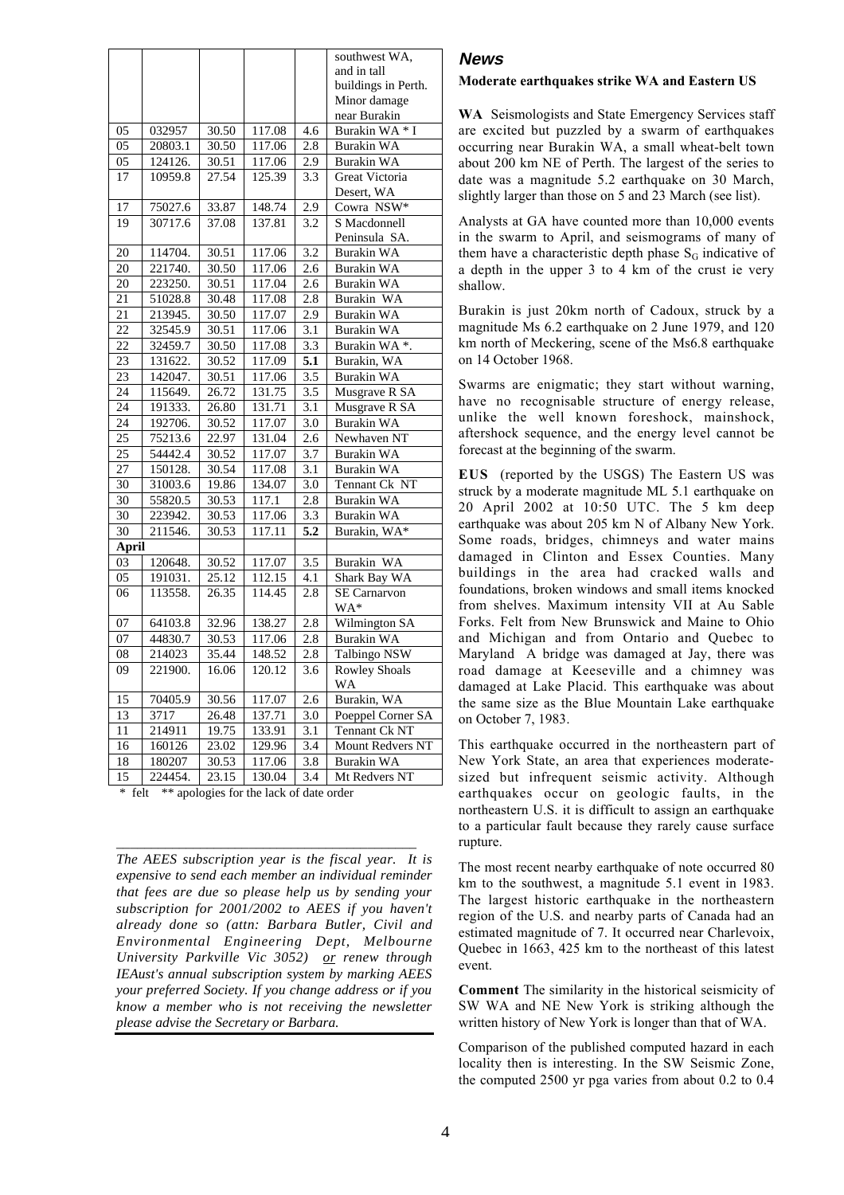|  |  |  |  |  | southwest WA, and in tall buildings in Perth. Minor damage near Burakin |
|---|---|---|---|---|---|
| 05 | 032957 | 30.50 | 117.08 | 4.6 | Burakin WA * I |
| 05 | 20803.1 | 30.50 | 117.06 | 2.8 | Burakin WA |
| 05 | 124126. | 30.51 | 117.06 | 2.9 | Burakin WA |
| 17 | 10959.8 | 27.54 | 125.39 | 3.3 | Great Victoria Desert, WA |
| 17 | 75027.6 | 33.87 | 148.74 | 2.9 | Cowra NSW* |
| 19 | 30717.6 | 37.08 | 137.81 | 3.2 | S Macdonnell Peninsula SA. |
| 20 | 114704. | 30.51 | 117.06 | 3.2 | Burakin WA |
| 20 | 221740. | 30.50 | 117.06 | 2.6 | Burakin WA |
| 20 | 223250. | 30.51 | 117.04 | 2.6 | Burakin WA |
| 21 | 51028.8 | 30.48 | 117.08 | 2.8 | Burakin WA |
| 21 | 213945. | 30.50 | 117.07 | 2.9 | Burakin WA |
| 22 | 32545.9 | 30.51 | 117.06 | 3.1 | Burakin WA |
| 22 | 32459.7 | 30.50 | 117.08 | 3.3 | Burakin WA *. |
| 23 | 131622. | 30.52 | 117.09 | **5.1** | Burakin, WA |
| 23 | 142047. | 30.51 | 117.06 | 3.5 | Burakin WA |
| 24 | 115649. | 26.72 | 131.75 | 3.5 | Musgrave R SA |
| 24 | 191333. | 26.80 | 131.71 | 3.1 | Musgrave R SA |
| 24 | 192706. | 30.52 | 117.07 | 3.0 | Burakin WA |
| 25 | 75213.6 | 22.97 | 131.04 | 2.6 | Newhaven NT |
| 25 | 54442.4 | 30.52 | 117.07 | 3.7 | Burakin WA |
| 27 | 150128. | 30.54 | 117.08 | 3.1 | Burakin WA |
| 30 | 31003.6 | 19.86 | 134.07 | 3.0 | Tennant Ck NT |
| 30 | 55820.5 | 30.53 | 117.1 | 2.8 | Burakin WA |
| 30 | 223942. | 30.53 | 117.06 | 3.3 | Burakin WA |
| 30 | 211546. | 30.53 | 117.11 | **5.2** | Burakin, WA* |
| **April** |  |  |  |  |  |
| 03 | 120648. | 30.52 | 117.07 | 3.5 | Burakin WA |
| 05 | 191031. | 25.12 | 112.15 | 4.1 | Shark Bay WA |
| 06 | 113558. | 26.35 | 114.45 | 2.8 | SE Carnarvon WA* |
| 07 | 64103.8 | 32.96 | 138.27 | 2.8 | Wilmington SA |
| 07 | 44830.7 | 30.53 | 117.06 | 2.8 | Burakin WA |
| 08 | 214023 | 35.44 | 148.52 | 2.8 | Talbingo NSW |
| 09 | 221900. | 16.06 | 120.12 | 3.6 | Rowley Shoals WA |
| 15 | 70405.9 | 30.56 | 117.07 | 2.6 | Burakin, WA |
| 13 | 3717 | 26.48 | 137.71 | 3.0 | Poeppel Corner SA |
| 11 | 214911 | 19.75 | 133.91 | 3.1 | Tennant Ck NT |
| 16 | 160126 | 23.02 | 129.96 | 3.4 | Mount Redvers NT |
| 18 | 180207 | 30.53 | 117.06 | 3.8 | Burakin WA |
| 15 | 224454. | 23.15 | 130.04 | 3.4 | Mt Redvers NT |

\* felt  ** apologies for the lack of date order

*The AEES subscription year is the fiscal year. It is expensive to send each member an individual reminder that fees are due so please help us by sending your subscription for 2001/2002 to AEES if you haven't already done so (attn: Barbara Butler, Civil and Environmental Engineering Dept, Melbourne University Parkville Vic 3052) or renew through IEAust's annual subscription system by marking AEES your preferred Society. If you change address or if you know a member who is not receiving the newsletter please advise the Secretary or Barbara.*

## News

### Moderate earthquakes strike WA and Eastern US

**WA** Seismologists and State Emergency Services staff are excited but puzzled by a swarm of earthquakes occurring near Burakin WA, a small wheat-belt town about 200 km NE of Perth. The largest of the series to date was a magnitude 5.2 earthquake on 30 March, slightly larger than those on 5 and 23 March (see list).

Analysts at GA have counted more than 10,000 events in the swarm to April, and seismograms of many of them have a characteristic depth phase $S_G$ indicative of a depth in the upper 3 to 4 km of the crust ie very shallow.

Burakin is just 20km north of Cadoux, struck by a magnitude Ms 6.2 earthquake on 2 June 1979, and 120 km north of Meckering, scene of the Ms6.8 earthquake on 14 October 1968.

Swarms are enigmatic; they start without warning, have no recognisable structure of energy release, unlike the well known foreshock, mainshock, aftershock sequence, and the energy level cannot be forecast at the beginning of the swarm.

**EUS** (reported by the USGS) The Eastern US was struck by a moderate magnitude ML 5.1 earthquake on 20 April 2002 at 10:50 UTC. The 5 km deep earthquake was about 205 km N of Albany New York. Some roads, bridges, chimneys and water mains damaged in Clinton and Essex Counties. Many buildings in the area had cracked walls and foundations, broken windows and small items knocked from shelves. Maximum intensity VII at Au Sable Forks. Felt from New Brunswick and Maine to Ohio and Michigan and from Ontario and Quebec to Maryland A bridge was damaged at Jay, there was road damage at Keeseville and a chimney was damaged at Lake Placid. This earthquake was about the same size as the Blue Mountain Lake earthquake on October 7, 1983.

This earthquake occurred in the northeastern part of New York State, an area that experiences moderate-sized but infrequent seismic activity. Although earthquakes occur on geologic faults, in the northeastern U.S. it is difficult to assign an earthquake to a particular fault because they rarely cause surface rupture.

The most recent nearby earthquake of note occurred 80 km to the southwest, a magnitude 5.1 event in 1983. The largest historic earthquake in the northeastern region of the U.S. and nearby parts of Canada had an estimated magnitude of 7. It occurred near Charlevoix, Quebec in 1663, 425 km to the northeast of this latest event.

**Comment** The similarity in the historical seismicity of SW WA and NE New York is striking although the written history of New York is longer than that of WA.

Comparison of the published computed hazard in each locality then is interesting. In the SW Seismic Zone, the computed 2500 yr pga varies from about 0.2 to 0.4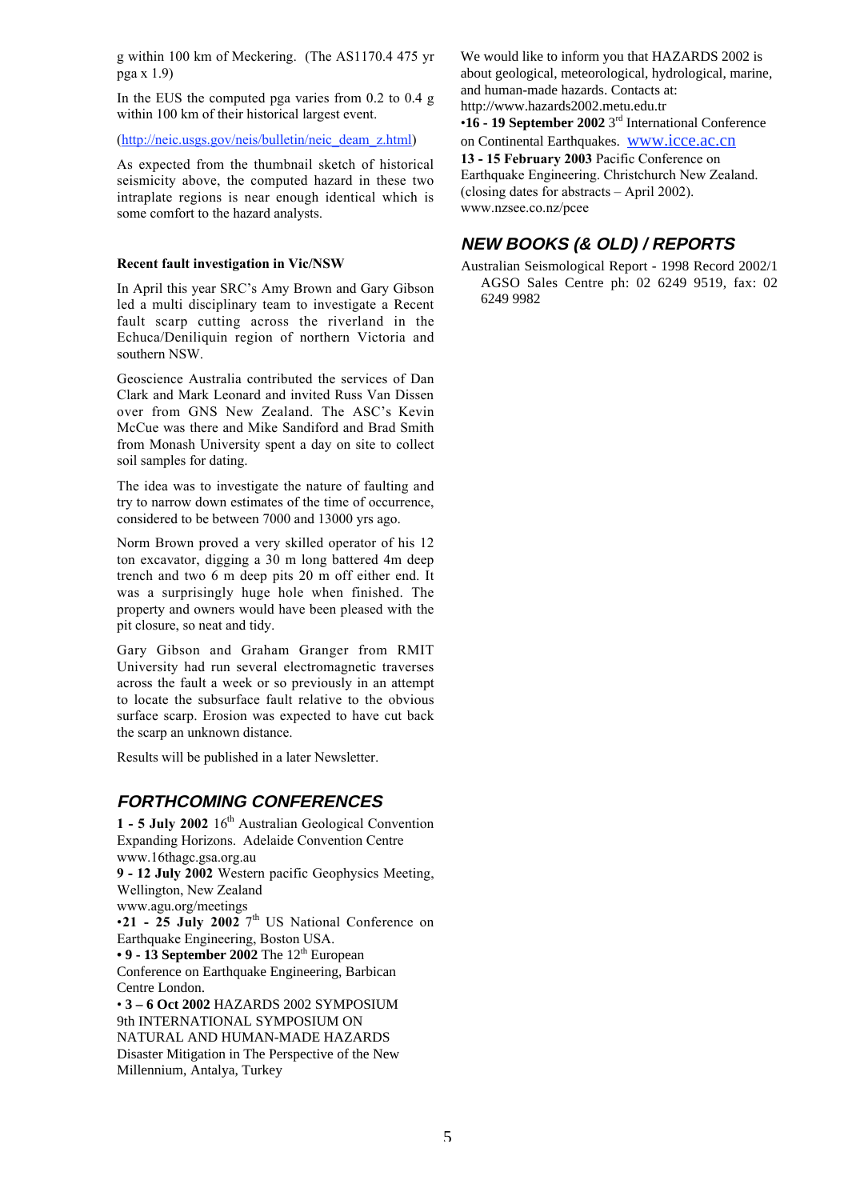g within 100 km of Meckering. (The AS1170.4 475 yr pga x 1.9)

In the EUS the computed pga varies from 0.2 to 0.4 g within 100 km of their historical largest event.

(http://neic.usgs.gov/neis/bulletin/neic_deam_z.html)

As expected from the thumbnail sketch of historical seismicity above, the computed hazard in these two intraplate regions is near enough identical which is some comfort to the hazard analysts.

**Recent fault investigation in Vic/NSW**

In April this year SRC's Amy Brown and Gary Gibson led a multi disciplinary team to investigate a Recent fault scarp cutting across the riverland in the Echuca/Deniliquin region of northern Victoria and southern NSW.

Geoscience Australia contributed the services of Dan Clark and Mark Leonard and invited Russ Van Dissen over from GNS New Zealand. The ASC's Kevin McCue was there and Mike Sandiford and Brad Smith from Monash University spent a day on site to collect soil samples for dating.

The idea was to investigate the nature of faulting and try to narrow down estimates of the time of occurrence, considered to be between 7000 and 13000 yrs ago.

Norm Brown proved a very skilled operator of his 12 ton excavator, digging a 30 m long battered 4m deep trench and two 6 m deep pits 20 m off either end. It was a surprisingly huge hole when finished. The property and owners would have been pleased with the pit closure, so neat and tidy.

Gary Gibson and Graham Granger from RMIT University had run several electromagnetic traverses across the fault a week or so previously in an attempt to locate the subsurface fault relative to the obvious surface scarp. Erosion was expected to have cut back the scarp an unknown distance.

Results will be published in a later Newsletter.

## FORTHCOMING CONFERENCES

**1 - 5 July 2002** 16th Australian Geological Convention Expanding Horizons. Adelaide Convention Centre www.16thagc.gsa.org.au

**9 - 12 July 2002** Western pacific Geophysics Meeting, Wellington, New Zealand www.agu.org/meetings

•**21 - 25 July 2002** 7th US National Conference on Earthquake Engineering, Boston USA.

• **9 - 13 September 2002** The 12th European Conference on Earthquake Engineering, Barbican Centre London.

• **3 – 6 Oct 2002** HAZARDS 2002 SYMPOSIUM 9th INTERNATIONAL SYMPOSIUM ON NATURAL AND HUMAN-MADE HAZARDS Disaster Mitigation in The Perspective of the New Millennium, Antalya, Turkey

We would like to inform you that HAZARDS 2002 is about geological, meteorological, hydrological, marine, and human-made hazards. Contacts at: http://www.hazards2002.metu.edu.tr

•**16 - 19 September 2002** 3rd International Conference on Continental Earthquakes. www.icce.ac.cn

**13 - 15 February 2003** Pacific Conference on Earthquake Engineering. Christchurch New Zealand. (closing dates for abstracts – April 2002). www.nzsee.co.nz/pcee

## NEW BOOKS (& OLD) / REPORTS

Australian Seismological Report - 1998 Record 2002/1 AGSO Sales Centre ph: 02 6249 9519, fax: 02 6249 9982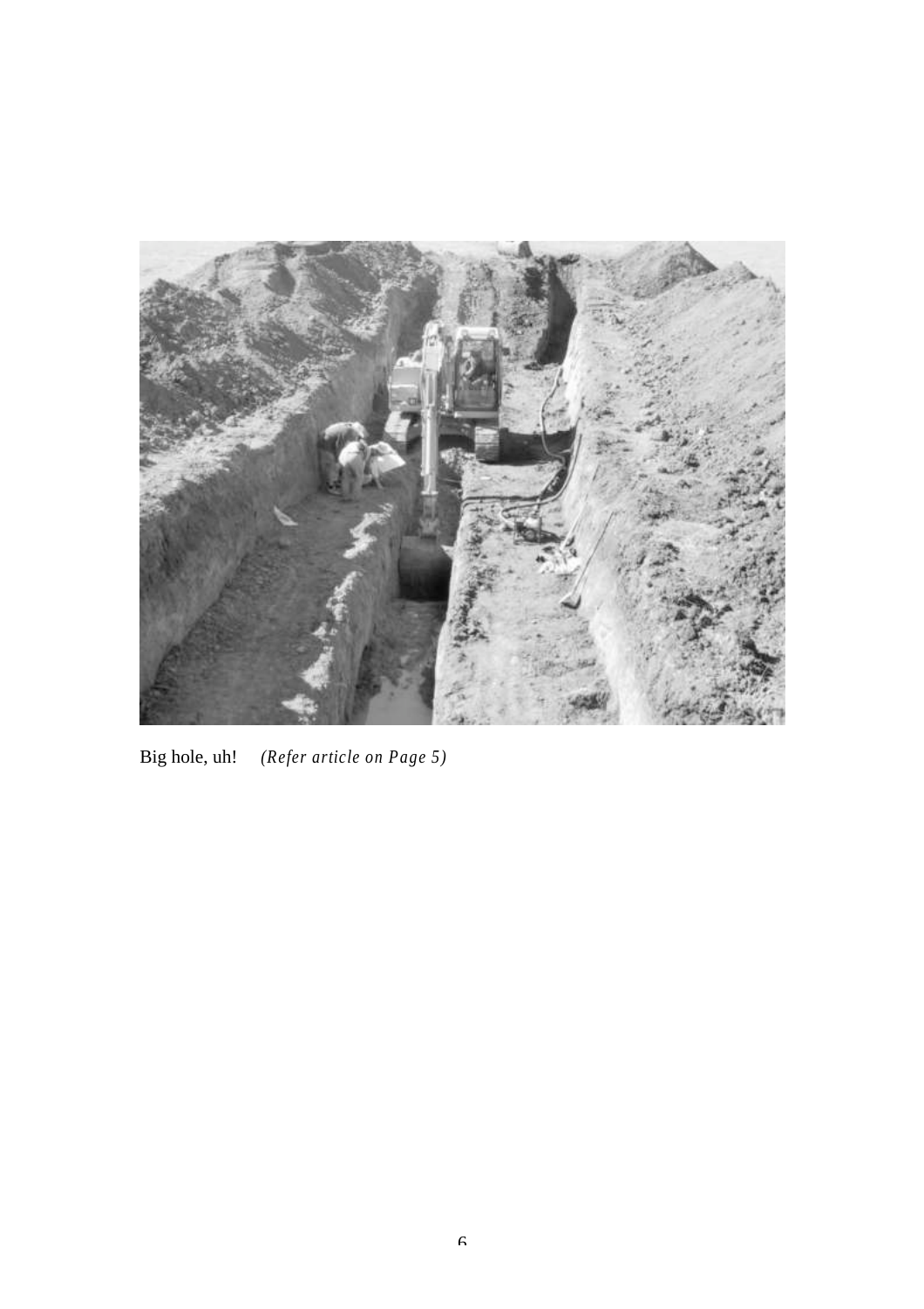Big hole, uh! *(Refer article on Page 5)*